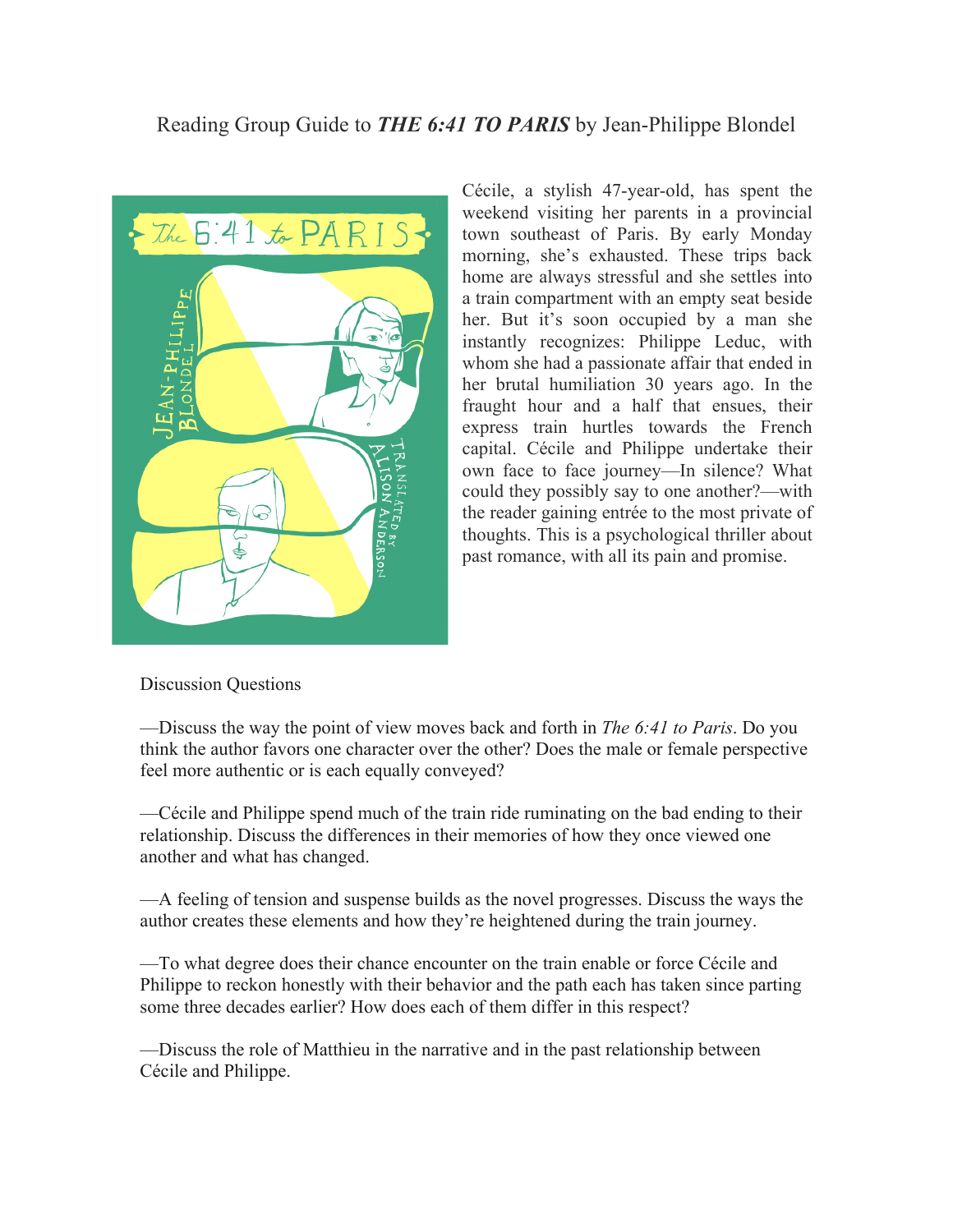# Reading Group Guide to ***THE 6:41 TO PARIS*** by Jean-Philippe Blondel

Cécile, a stylish 47-year-old, has spent the weekend visiting her parents in a provincial town southeast of Paris. By early Monday morning, she's exhausted. These trips back home are always stressful and she settles into a train compartment with an empty seat beside her. But it's soon occupied by a man she instantly recognizes: Philippe Leduc, with whom she had a passionate affair that ended in her brutal humiliation 30 years ago. In the fraught hour and a half that ensues, their express train hurtles towards the French capital. Cécile and Philippe undertake their own face to face journey—In silence? What could they possibly say to one another?—with the reader gaining entrée to the most private of thoughts. This is a psychological thriller about past romance, with all its pain and promise.

Discussion Questions

—Discuss the way the point of view moves back and forth in *The 6:41 to Paris*. Do you think the author favors one character over the other? Does the male or female perspective feel more authentic or is each equally conveyed?

—Cécile and Philippe spend much of the train ride ruminating on the bad ending to their relationship. Discuss the differences in their memories of how they once viewed one another and what has changed.

—A feeling of tension and suspense builds as the novel progresses. Discuss the ways the author creates these elements and how they're heightened during the train journey.

—To what degree does their chance encounter on the train enable or force Cécile and Philippe to reckon honestly with their behavior and the path each has taken since parting some three decades earlier? How does each of them differ in this respect?

—Discuss the role of Matthieu in the narrative and in the past relationship between Cécile and Philippe.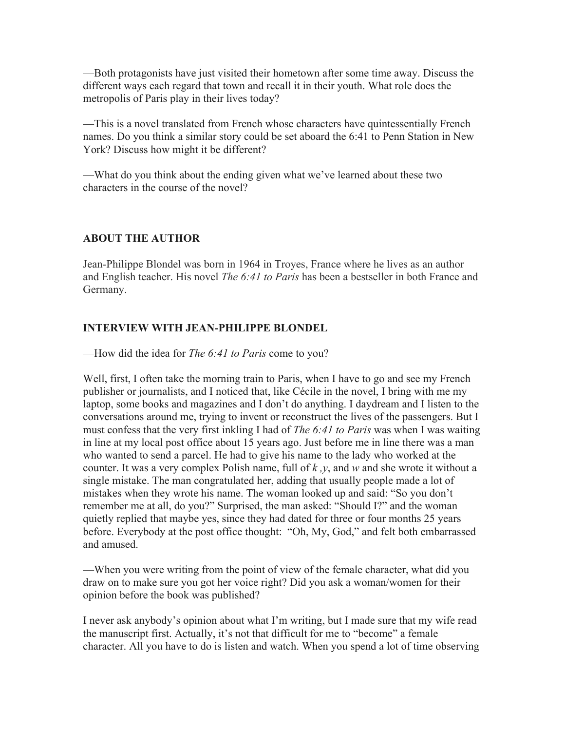—Both protagonists have just visited their hometown after some time away. Discuss the different ways each regard that town and recall it in their youth. What role does the metropolis of Paris play in their lives today?

—This is a novel translated from French whose characters have quintessentially French names. Do you think a similar story could be set aboard the 6:41 to Penn Station in New York? Discuss how might it be different?

—What do you think about the ending given what we've learned about these two characters in the course of the novel?

## ABOUT THE AUTHOR

Jean-Philippe Blondel was born in 1964 in Troyes, France where he lives as an author and English teacher. His novel *The 6:41 to Paris* has been a bestseller in both France and Germany.

## INTERVIEW WITH JEAN-PHILIPPE BLONDEL

—How did the idea for *The 6:41 to Paris* come to you?

Well, first, I often take the morning train to Paris, when I have to go and see my French publisher or journalists, and I noticed that, like Cécile in the novel, I bring with me my laptop, some books and magazines and I don't do anything. I daydream and I listen to the conversations around me, trying to invent or reconstruct the lives of the passengers. But I must confess that the very first inkling I had of *The 6:41 to Paris* was when I was waiting in line at my local post office about 15 years ago. Just before me in line there was a man who wanted to send a parcel. He had to give his name to the lady who worked at the counter. It was a very complex Polish name, full of *k ,y*, and *w* and she wrote it without a single mistake. The man congratulated her, adding that usually people made a lot of mistakes when they wrote his name. The woman looked up and said: "So you don't remember me at all, do you?" Surprised, the man asked: "Should I?" and the woman quietly replied that maybe yes, since they had dated for three or four months 25 years before. Everybody at the post office thought: "Oh, My, God," and felt both embarrassed and amused.

—When you were writing from the point of view of the female character, what did you draw on to make sure you got her voice right? Did you ask a woman/women for their opinion before the book was published?

I never ask anybody's opinion about what I'm writing, but I made sure that my wife read the manuscript first. Actually, it's not that difficult for me to "become" a female character. All you have to do is listen and watch. When you spend a lot of time observing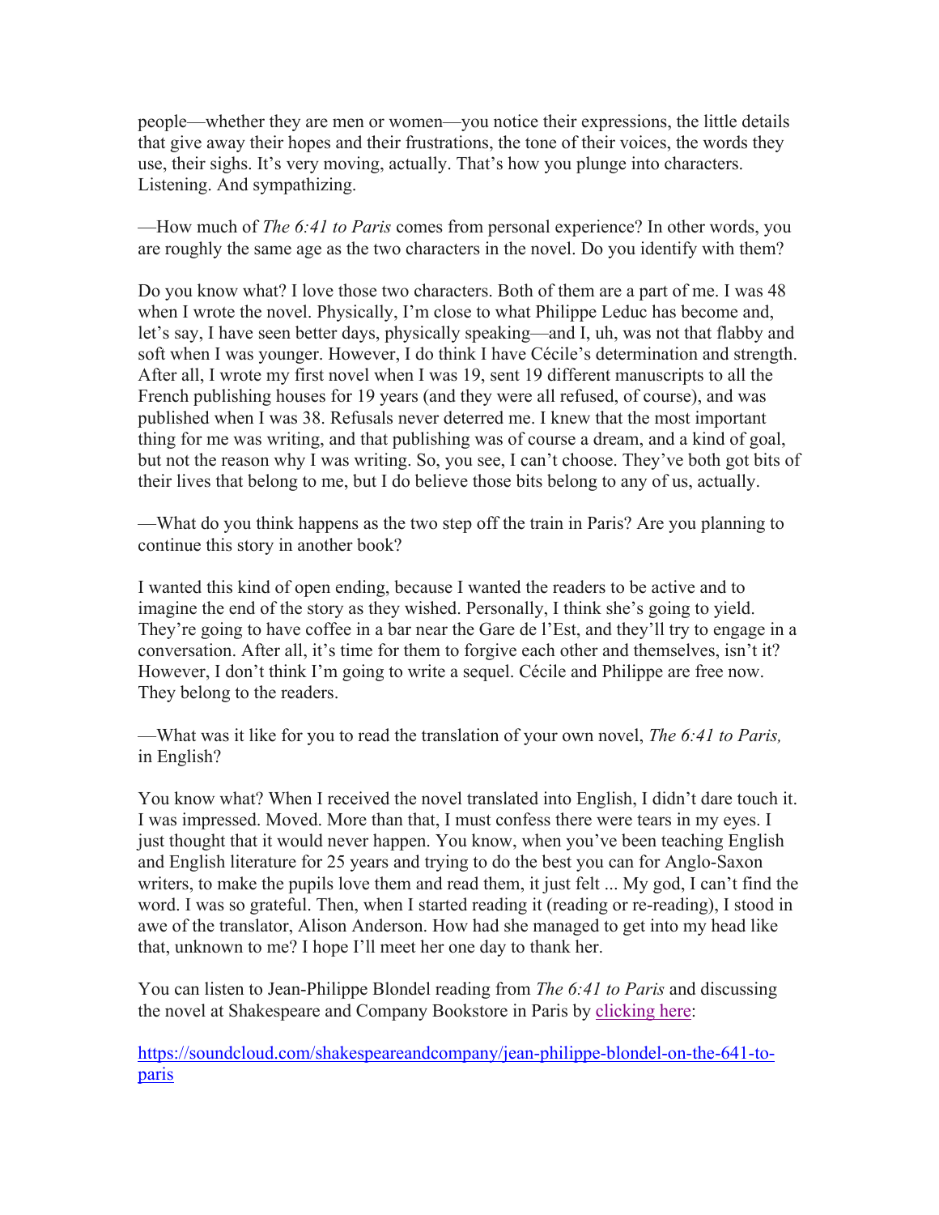people—whether they are men or women—you notice their expressions, the little details that give away their hopes and their frustrations, the tone of their voices, the words they use, their sighs. It's very moving, actually. That's how you plunge into characters. Listening. And sympathizing.

—How much of *The 6:41 to Paris* comes from personal experience? In other words, you are roughly the same age as the two characters in the novel. Do you identify with them?

Do you know what? I love those two characters. Both of them are a part of me. I was 48 when I wrote the novel. Physically, I'm close to what Philippe Leduc has become and, let's say, I have seen better days, physically speaking—and I, uh, was not that flabby and soft when I was younger. However, I do think I have Cécile's determination and strength. After all, I wrote my first novel when I was 19, sent 19 different manuscripts to all the French publishing houses for 19 years (and they were all refused, of course), and was published when I was 38. Refusals never deterred me. I knew that the most important thing for me was writing, and that publishing was of course a dream, and a kind of goal, but not the reason why I was writing. So, you see, I can't choose. They've both got bits of their lives that belong to me, but I do believe those bits belong to any of us, actually.

—What do you think happens as the two step off the train in Paris? Are you planning to continue this story in another book?

I wanted this kind of open ending, because I wanted the readers to be active and to imagine the end of the story as they wished. Personally, I think she's going to yield. They're going to have coffee in a bar near the Gare de l'Est, and they'll try to engage in a conversation. After all, it's time for them to forgive each other and themselves, isn't it? However, I don't think I'm going to write a sequel. Cécile and Philippe are free now. They belong to the readers.

—What was it like for you to read the translation of your own novel, *The 6:41 to Paris,* in English?

You know what? When I received the novel translated into English, I didn't dare touch it. I was impressed. Moved. More than that, I must confess there were tears in my eyes. I just thought that it would never happen. You know, when you've been teaching English and English literature for 25 years and trying to do the best you can for Anglo-Saxon writers, to make the pupils love them and read them, it just felt ... My god, I can't find the word. I was so grateful. Then, when I started reading it (reading or re-reading), I stood in awe of the translator, Alison Anderson. How had she managed to get into my head like that, unknown to me? I hope I'll meet her one day to thank her.

You can listen to Jean-Philippe Blondel reading from *The 6:41 to Paris* and discussing the novel at Shakespeare and Company Bookstore in Paris by [clicking here](https://soundcloud.com/shakespeareandcompany/jean-philippe-blondel-on-the-641-to-paris):

https://soundcloud.com/shakespeareandcompany/jean-philippe-blondel-on-the-641-to-paris